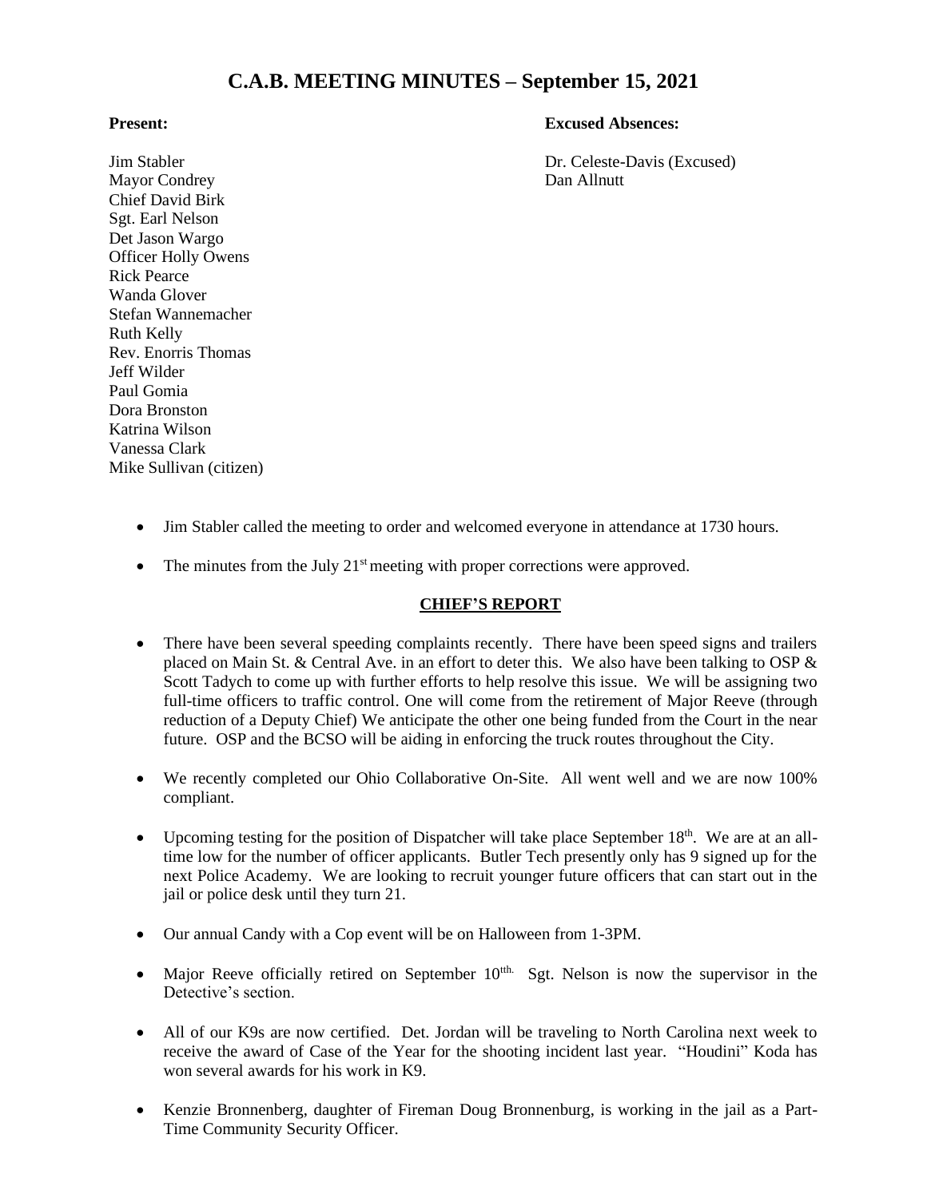# C.A.B. MEETING MINUTES – September 15, 2021

**Present:**

Jim Stabler
Mayor Condrey
Chief David Birk
Sgt. Earl Nelson
Det Jason Wargo
Officer Holly Owens
Rick Pearce
Wanda Glover
Stefan Wannemacher
Ruth Kelly
Rev. Enorris Thomas
Jeff Wilder
Paul Gomia
Dora Bronston
Katrina Wilson
Vanessa Clark
Mike Sullivan (citizen)

**Excused Absences:**

Dr. Celeste-Davis (Excused)
Dan Allnutt

- Jim Stabler called the meeting to order and welcomed everyone in attendance at 1730 hours.
- The minutes from the July 21st meeting with proper corrections were approved.

## CHIEF'S REPORT

- There have been several speeding complaints recently. There have been speed signs and trailers placed on Main St. & Central Ave. in an effort to deter this. We also have been talking to OSP & Scott Tadych to come up with further efforts to help resolve this issue. We will be assigning two full-time officers to traffic control. One will come from the retirement of Major Reeve (through reduction of a Deputy Chief) We anticipate the other one being funded from the Court in the near future. OSP and the BCSO will be aiding in enforcing the truck routes throughout the City.
- We recently completed our Ohio Collaborative On-Site. All went well and we are now 100% compliant.
- Upcoming testing for the position of Dispatcher will take place September 18th. We are at an all-time low for the number of officer applicants. Butler Tech presently only has 9 signed up for the next Police Academy. We are looking to recruit younger future officers that can start out in the jail or police desk until they turn 21.
- Our annual Candy with a Cop event will be on Halloween from 1-3PM.
- Major Reeve officially retired on September 10tth. Sgt. Nelson is now the supervisor in the Detective's section.
- All of our K9s are now certified. Det. Jordan will be traveling to North Carolina next week to receive the award of Case of the Year for the shooting incident last year. "Houdini" Koda has won several awards for his work in K9.
- Kenzie Bronnenberg, daughter of Fireman Doug Bronnenburg, is working in the jail as a Part-Time Community Security Officer.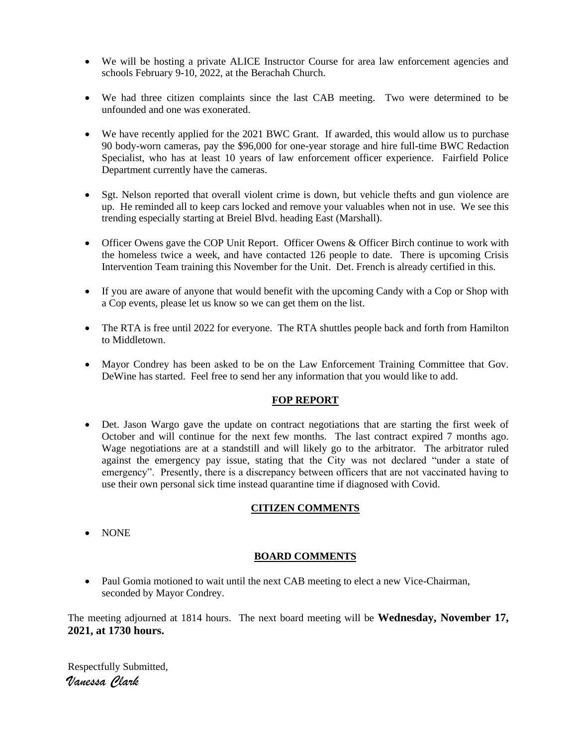- We will be hosting a private ALICE Instructor Course for area law enforcement agencies and schools February 9-10, 2022, at the Berachah Church.

- We had three citizen complaints since the last CAB meeting. Two were determined to be unfounded and one was exonerated.

- We have recently applied for the 2021 BWC Grant. If awarded, this would allow us to purchase 90 body-worn cameras, pay the $96,000 for one-year storage and hire full-time BWC Redaction Specialist, who has at least 10 years of law enforcement officer experience. Fairfield Police Department currently have the cameras.

- Sgt. Nelson reported that overall violent crime is down, but vehicle thefts and gun violence are up. He reminded all to keep cars locked and remove your valuables when not in use. We see this trending especially starting at Breiel Blvd. heading East (Marshall).

- Officer Owens gave the COP Unit Report. Officer Owens & Officer Birch continue to work with the homeless twice a week, and have contacted 126 people to date. There is upcoming Crisis Intervention Team training this November for the Unit. Det. French is already certified in this.

- If you are aware of anyone that would benefit with the upcoming Candy with a Cop or Shop with a Cop events, please let us know so we can get them on the list.

- The RTA is free until 2022 for everyone. The RTA shuttles people back and forth from Hamilton to Middletown.

- Mayor Condrey has been asked to be on the Law Enforcement Training Committee that Gov. DeWine has started. Feel free to send her any information that you would like to add.

## FOP REPORT

- Det. Jason Wargo gave the update on contract negotiations that are starting the first week of October and will continue for the next few months. The last contract expired 7 months ago. Wage negotiations are at a standstill and will likely go to the arbitrator. The arbitrator ruled against the emergency pay issue, stating that the City was not declared "under a state of emergency". Presently, there is a discrepancy between officers that are not vaccinated having to use their own personal sick time instead quarantine time if diagnosed with Covid.

## CITIZEN COMMENTS

- NONE

## BOARD COMMENTS

- Paul Gomia motioned to wait until the next CAB meeting to elect a new Vice-Chairman, seconded by Mayor Condrey.

The meeting adjourned at 1814 hours. The next board meeting will be **Wednesday, November 17, 2021, at 1730 hours.**

Respectfully Submitted,

*Vanessa Clark*